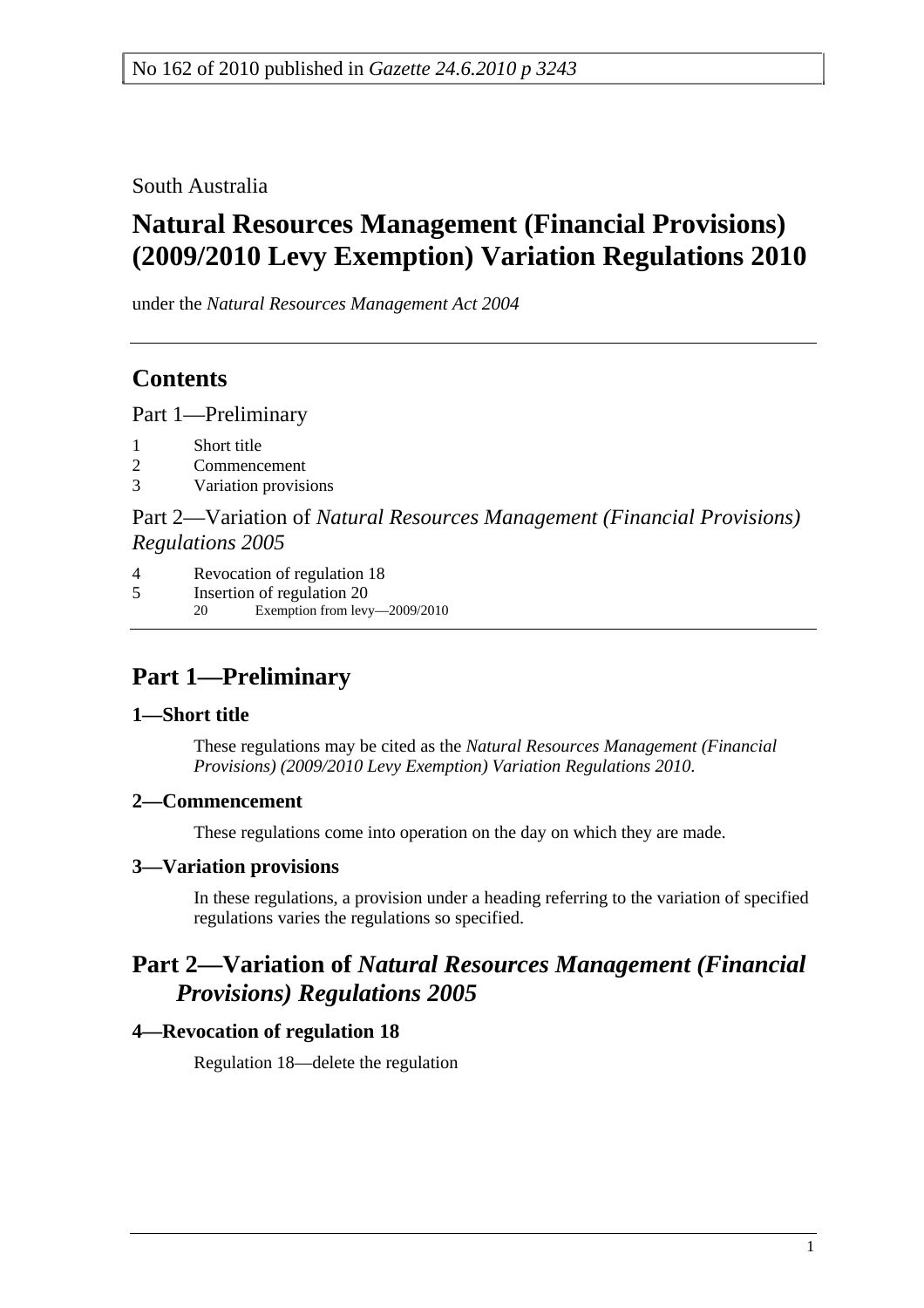No 162 of 2010 published in *Gazette 24.6.2010 p 3243*

South Australia

# Natural Resources Management (Financial Provisions) (2009/2010 Levy Exemption) Variation Regulations 2010

under the *Natural Resources Management Act 2004*

## Contents

Part 1—Preliminary

1 Short title
2 Commencement
3 Variation provisions

Part 2—Variation of *Natural Resources Management (Financial Provisions) Regulations 2005*

4 Revocation of regulation 18
5 Insertion of regulation 20
    20 Exemption from levy—2009/2010

## Part 1—Preliminary

### 1—Short title

These regulations may be cited as the *Natural Resources Management (Financial Provisions) (2009/2010 Levy Exemption) Variation Regulations 2010*.

### 2—Commencement

These regulations come into operation on the day on which they are made.

### 3—Variation provisions

In these regulations, a provision under a heading referring to the variation of specified regulations varies the regulations so specified.

## Part 2—Variation of *Natural Resources Management (Financial Provisions) Regulations 2005*

### 4—Revocation of regulation 18

Regulation 18—delete the regulation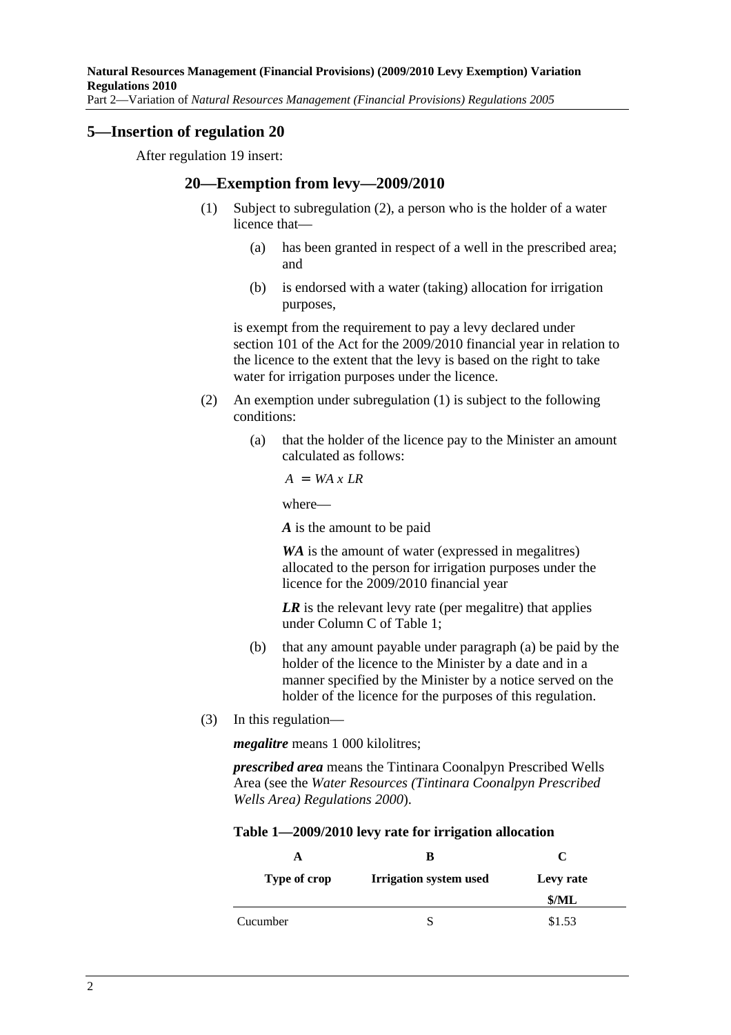## 5—Insertion of regulation 20

After regulation 19 insert:

### 20—Exemption from levy—2009/2010

(1) Subject to subregulation (2), a person who is the holder of a water licence that—

(a) has been granted in respect of a well in the prescribed area; and

(b) is endorsed with a water (taking) allocation for irrigation purposes,

is exempt from the requirement to pay a levy declared under section 101 of the Act for the 2009/2010 financial year in relation to the licence to the extent that the levy is based on the right to take water for irrigation purposes under the licence.

(2) An exemption under subregulation (1) is subject to the following conditions:

(a) that the holder of the licence pay to the Minister an amount calculated as follows:

$$A = WA \times LR$$

where—

***A*** is the amount to be paid

***WA*** is the amount of water (expressed in megalitres) allocated to the person for irrigation purposes under the licence for the 2009/2010 financial year

***LR*** is the relevant levy rate (per megalitre) that applies under Column C of Table 1;

(b) that any amount payable under paragraph (a) be paid by the holder of the licence to the Minister by a date and in a manner specified by the Minister by a notice served on the holder of the licence for the purposes of this regulation.

(3) In this regulation—

***megalitre*** means 1 000 kilolitres;

***prescribed area*** means the Tintinara Coonalpyn Prescribed Wells Area (see the *Water Resources (Tintinara Coonalpyn Prescribed Wells Area) Regulations 2000*).

**Table 1—2009/2010 levy rate for irrigation allocation**

| A | B | C |
|---|---|---|
| Type of crop | Irrigation system used | Levy rate $/ML |
| Cucumber | S | $1.53 |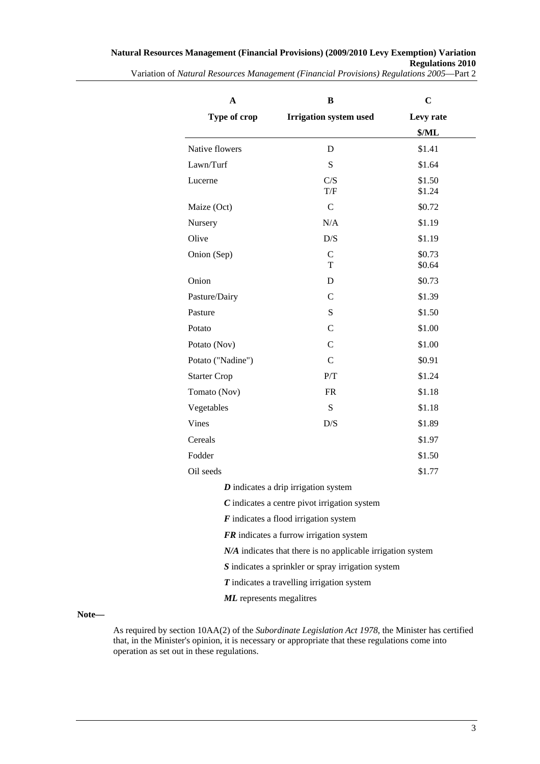| A | B | C |
|---|---|---|
| Type of crop | Irrigation system used | Levy rate |
| | | $/ML |
| Native flowers | D | $1.41 |
| Lawn/Turf | S | $1.64 |
| Lucerne | C/S<br>T/F | $1.50<br>$1.24 |
| Maize (Oct) | C | $0.72 |
| Nursery | N/A | $1.19 |
| Olive | D/S | $1.19 |
| Onion (Sep) | C<br>T | $0.73<br>$0.64 |
| Onion | D | $0.73 |
| Pasture/Dairy | C | $1.39 |
| Pasture | S | $1.50 |
| Potato | C | $1.00 |
| Potato (Nov) | C | $1.00 |
| Potato ("Nadine") | C | $0.91 |
| Starter Crop | P/T | $1.24 |
| Tomato (Nov) | FR | $1.18 |
| Vegetables | S | $1.18 |
| Vines | D/S | $1.89 |
| Cereals | | $1.97 |
| Fodder | | $1.50 |
| Oil seeds | | $1.77 |

***D*** indicates a drip irrigation system

***C*** indicates a centre pivot irrigation system

***F*** indicates a flood irrigation system

***FR*** indicates a furrow irrigation system

***N/A*** indicates that there is no applicable irrigation system

***S*** indicates a sprinkler or spray irrigation system

***T*** indicates a travelling irrigation system

***ML*** represents megalitres

**Note—**

As required by section 10AA(2) of the *Subordinate Legislation Act 1978*, the Minister has certified that, in the Minister's opinion, it is necessary or appropriate that these regulations come into operation as set out in these regulations.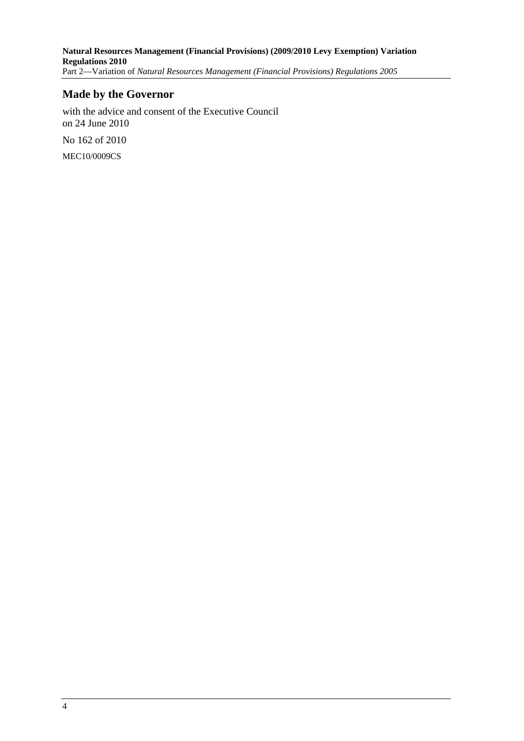## Made by the Governor

with the advice and consent of the Executive Council
on 24 June 2010

No 162 of 2010

MEC10/0009CS